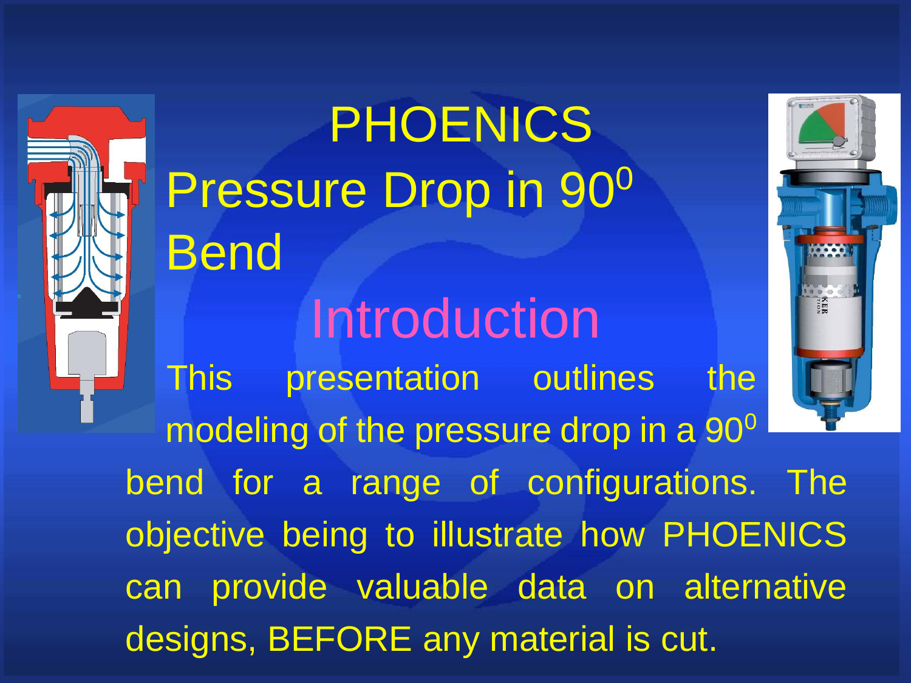# PHOENICS

## Pressure Drop in $90^0$ Bend

## Introduction

This presentation outlines the modeling of the pressure drop in a $90^0$ bend for a range of configurations. The objective being to illustrate how PHOENICS can provide valuable data on alternative designs, BEFORE any material is cut.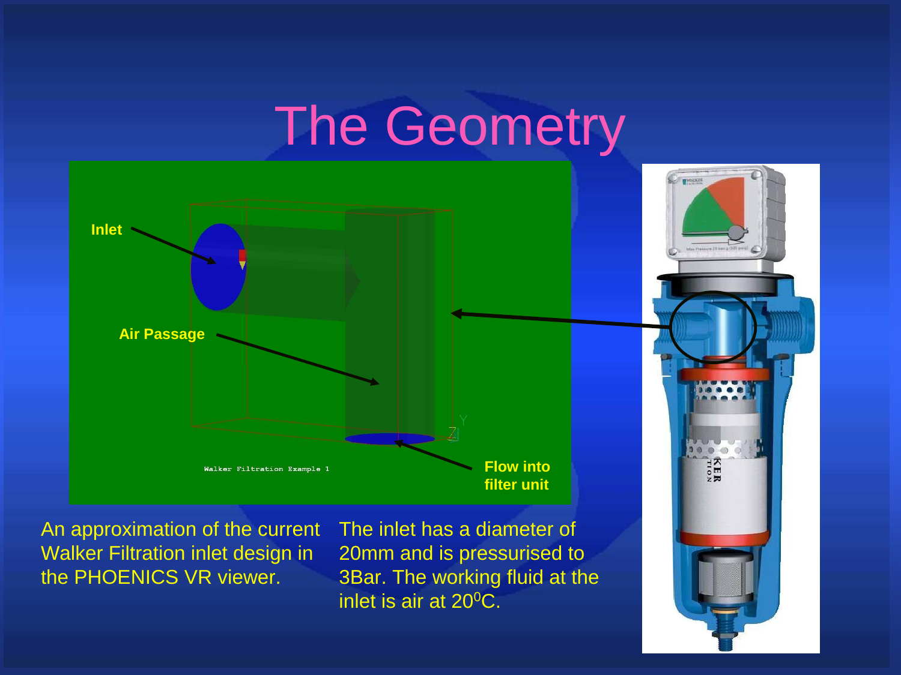# The Geometry

Inlet

Air Passage

Flow into filter unit

Walker Filtration Example 1

An approximation of the current Walker Filtration inlet design in the PHOENICS VR viewer.

The inlet has a diameter of 20mm and is pressurised to 3Bar. The working fluid at the inlet is air at $20^0$C.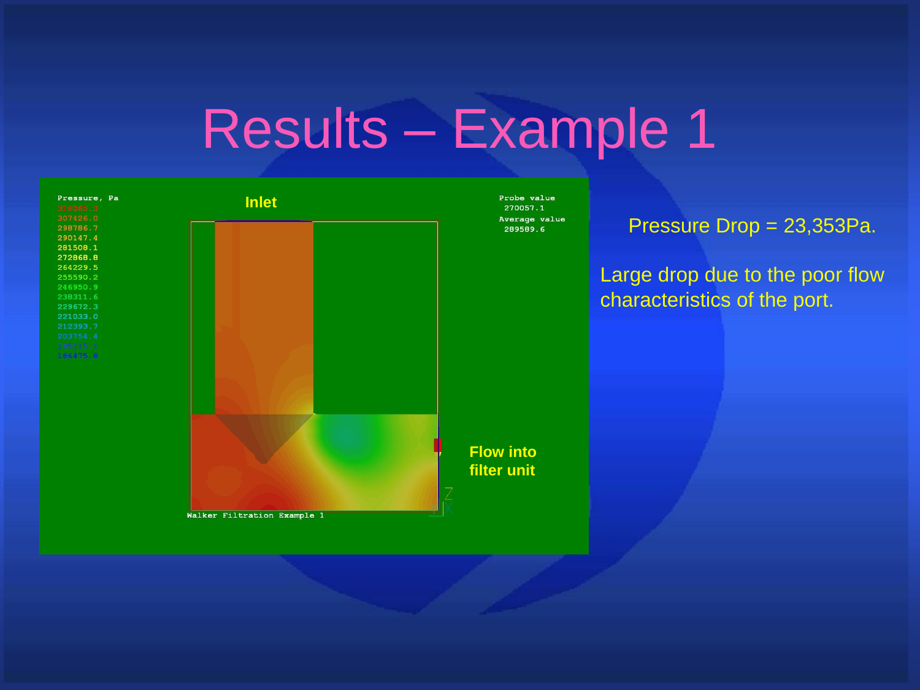# Results – Example 1

Pressure, Pa
316065.3
307426.0
298786.7
290147.4
281508.1
272868.8
264229.5
255590.2
246950.9
238311.6
229672.3
221033.0
212393.7
203754.4
195115.1
186475.8

Inlet

Probe value
270057.1
Average value
289589.6

Flow into filter unit

Walker Filtration Example 1

Pressure Drop = 23,353Pa.

Large drop due to the poor flow characteristics of the port.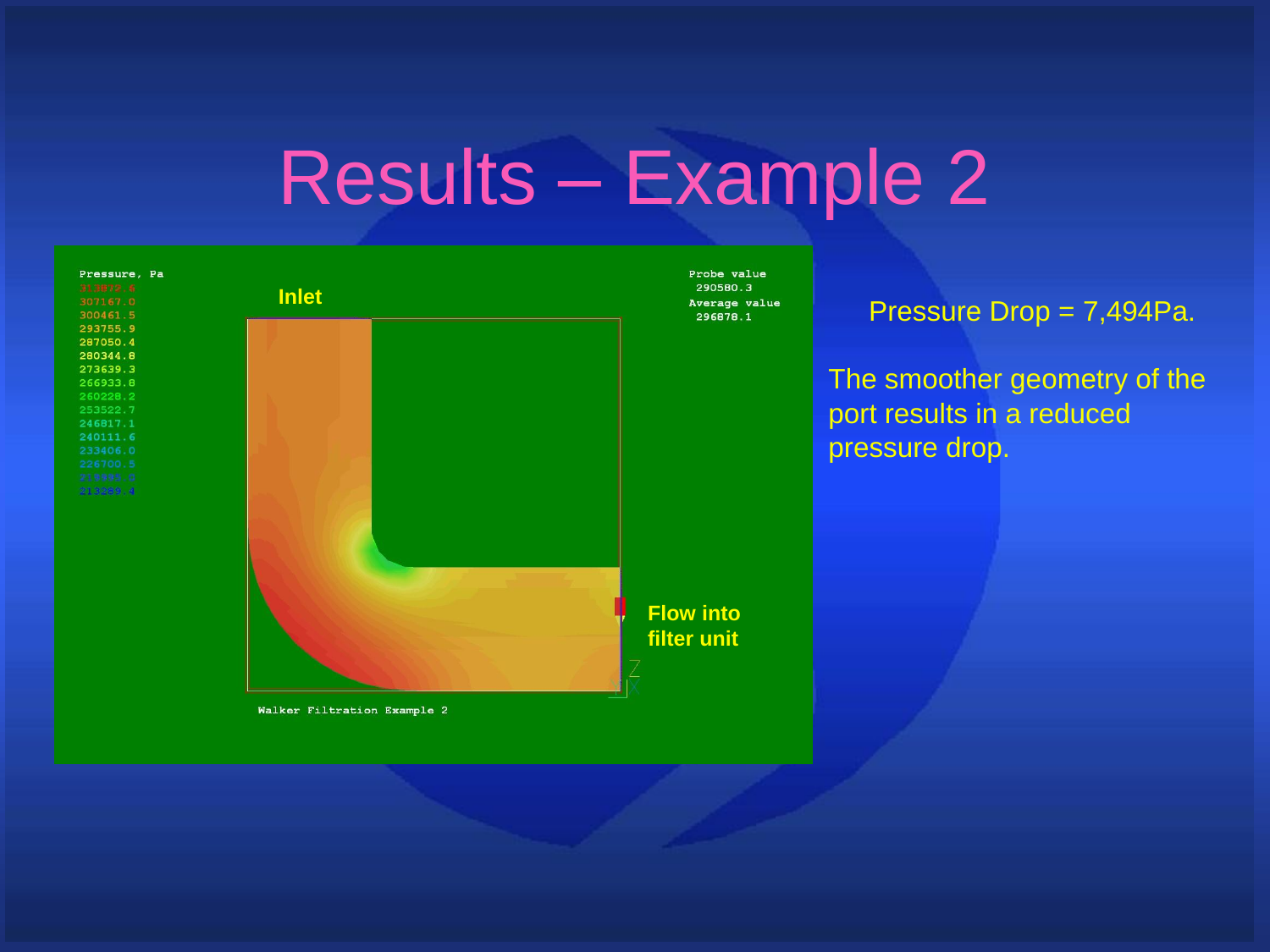# Results – Example 2

Pressure, Pa

313872.6
307167.0
300461.5
293755.9
287050.4
280344.8
273639.3
266933.8
260228.2
253522.7
246817.1
240111.6
233406.0
226700.5
219995.0
213289.4

Probe value
290580.3
Average value
296878.1

Inlet

Flow into filter unit

Walker Filtration Example 2

Pressure Drop = 7,494Pa.

The smoother geometry of the port results in a reduced pressure drop.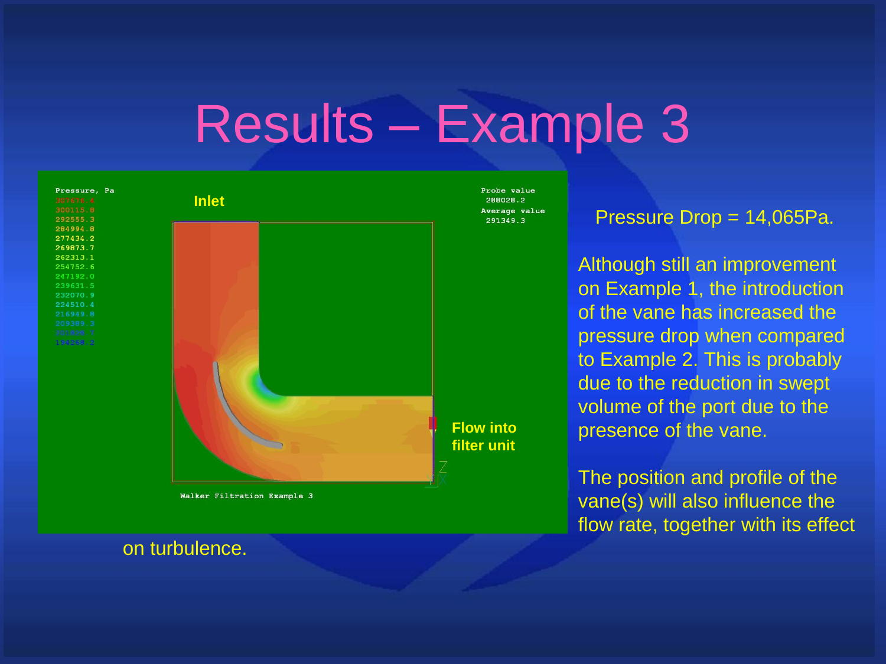# Results – Example 3

Pressure, Pa
307676.4
300115.8
292555.3
284994.8
277434.2
269873.7
262313.1
254752.6
247192.0
239631.5
232070.9
224510.4
216949.8
209389.3
201828.7
194268.2

Inlet

Probe value
288028.2
Average value
291349.3

Flow into filter unit

Walker Filtration Example 3

Pressure Drop = 14,065Pa.

Although still an improvement on Example 1, the introduction of the vane has increased the pressure drop when compared to Example 2. This is probably due to the reduction in swept volume of the port due to the presence of the vane.

The position and profile of the vane(s) will also influence the flow rate, together with its effect on turbulence.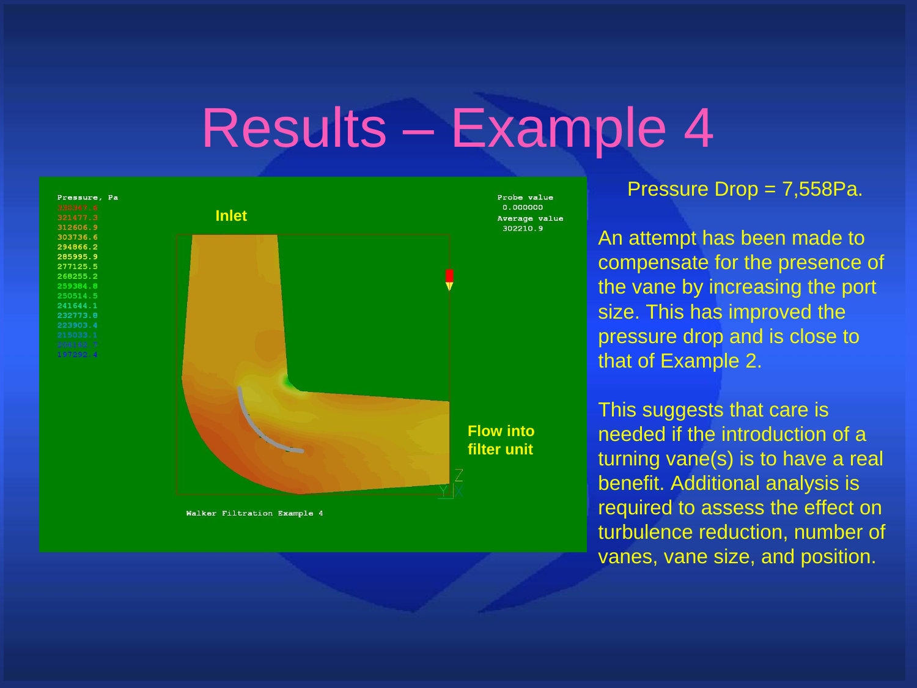# Results – Example 4

Pressure, Pa
330347.8
321477.3
312606.9
303736.6
294866.2
285995.9
277125.5
268255.2
259384.8
250514.5
241644.1
232773.8
223903.4
215033.1
206162.7
197292.4

Probe value
0.000000
Average value
302210.9

Inlet

Flow into filter unit

Walker Filtration Example 4

Pressure Drop = 7,558Pa.

An attempt has been made to compensate for the presence of the vane by increasing the port size. This has improved the pressure drop and is close to that of Example 2.

This suggests that care is needed if the introduction of a turning vane(s) is to have a real benefit. Additional analysis is required to assess the effect on turbulence reduction, number of vanes, vane size, and position.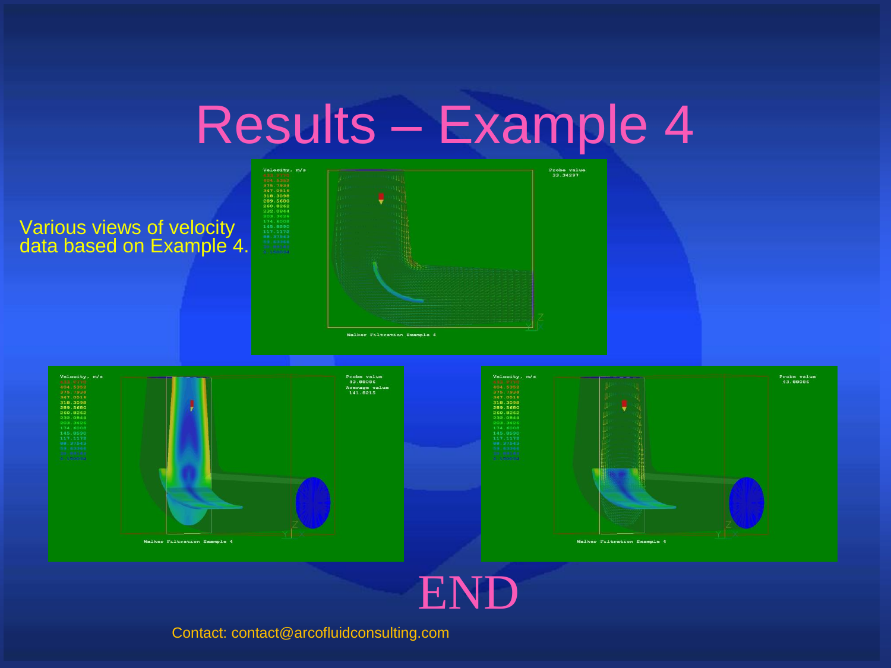# Results – Example 4

Various views of velocity data based on Example 4.

Velocity, m/s

433.2770

404.5352

375.7934

347.0516

318.3098

289.5680

260.8262

232.0844

203.3426

174.6008

145.8590

117.1172

88.37543

59.63364

30.89185

2.150034

Probe value
33.34297

Walker Filtration Example 4

Velocity, m/s

433.2770

404.5352

375.7934

347.0516

318.3098

289.5680

260.8262

232.0844

203.3426

174.6008

145.8590

117.1172

88.37543

59.63364

30.89185

2.150034

Probe value
43.88086
Average value
141.8215

Walker Filtration Example 4

Velocity, m/s

433.2770

404.5352

375.7934

347.0516

318.3098

289.5680

260.8262

232.0844

203.3426

174.6008

145.8590

117.1172

88.37543

59.63364

30.89185

2.150034

Probe value
43.88086

Walker Filtration Example 4

END

Contact: contact@arcofluidconsulting.com